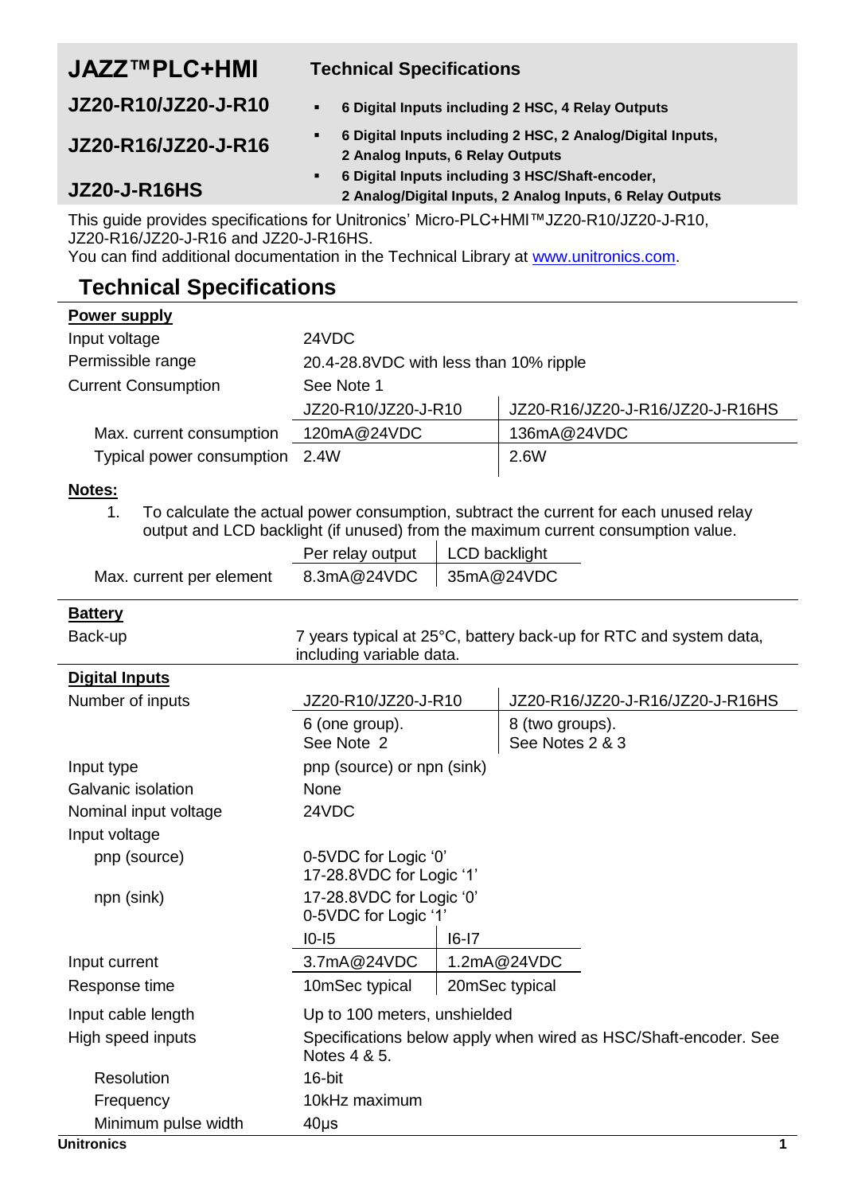# JAZZ™PLC+HMI

## Technical Specifications

| Model | Description |
|---|---|
| **JZ20-R10/JZ20-J-R10** | **6 Digital Inputs including 2 HSC, 4 Relay Outputs** |
| **JZ20-R16/JZ20-J-R16** | **6 Digital Inputs including 2 HSC, 2 Analog/Digital Inputs, 2 Analog Inputs, 6 Relay Outputs** |
| **JZ20-J-R16HS** | **6 Digital Inputs including 3 HSC/Shaft-encoder, 2 Analog/Digital Inputs, 2 Analog Inputs, 6 Relay Outputs** |

This guide provides specifications for Unitronics' Micro-PLC+HMI™JZ20-R10/JZ20-J-R10, JZ20-R16/JZ20-J-R16 and JZ20-J-R16HS.
You can find additional documentation in the Technical Library at www.unitronics.com.

## Technical Specifications

**Power supply**

| | | |
|---|---|---|
| Input voltage | 24VDC | |
| Permissible range | 20.4-28.8VDC with less than 10% ripple | |
| Current Consumption | See Note 1 | |
| | JZ20-R10/JZ20-J-R10 | JZ20-R16/JZ20-J-R16/JZ20-J-R16HS |
| Max. current consumption | 120mA@24VDC | 136mA@24VDC |
| Typical power consumption | 2.4W | 2.6W |

**Notes:**

1. To calculate the actual power consumption, subtract the current for each unused relay output and LCD backlight (if unused) from the maximum current consumption value.

| | Per relay output | LCD backlight |
|---|---|---|
| Max. current per element | 8.3mA@24VDC | 35mA@24VDC |

**Battery**

| | |
|---|---|
| Back-up | 7 years typical at 25°C, battery back-up for RTC and system data, including variable data. |

**Digital Inputs**

| | | |
|---|---|---|
| Number of inputs | JZ20-R10/JZ20-J-R10 | JZ20-R16/JZ20-J-R16/JZ20-J-R16HS |
| | 6 (one group). See Note 2 | 8 (two groups). See Notes 2 & 3 |
| Input type | pnp (source) or npn (sink) | |
| Galvanic isolation | None | |
| Nominal input voltage | 24VDC | |
| Input voltage | | |
| pnp (source) | 0-5VDC for Logic '0'<br>17-28.8VDC for Logic '1' | |
| npn (sink) | 17-28.8VDC for Logic '0'<br>0-5VDC for Logic '1' | |
| | I0-I5 | I6-I7 |
| Input current | 3.7mA@24VDC | 1.2mA@24VDC |
| Response time | 10mSec typical | 20mSec typical |
| Input cable length | Up to 100 meters, unshielded | |
| High speed inputs | Specifications below apply when wired as HSC/Shaft-encoder. See Notes 4 & 5. | |
| Resolution | 16-bit | |
| Frequency | 10kHz maximum | |
| Minimum pulse width | 40μs | |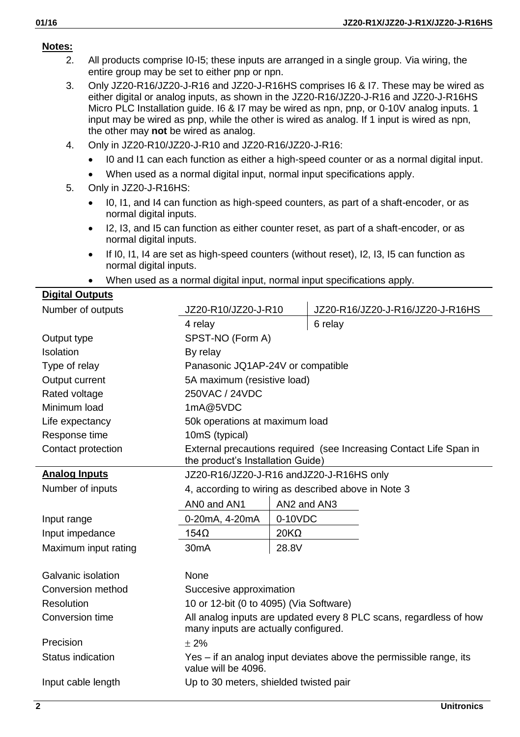**Notes:**

2. All products comprise I0-I5; these inputs are arranged in a single group. Via wiring, the entire group may be set to either pnp or npn.
3. Only JZ20-R16/JZ20-J-R16 and JZ20-J-R16HS comprises I6 & I7. These may be wired as either digital or analog inputs, as shown in the JZ20-R16/JZ20-J-R16 and JZ20-J-R16HS Micro PLC Installation guide. I6 & I7 may be wired as npn, pnp, or 0-10V analog inputs. 1 input may be wired as pnp, while the other is wired as analog. If 1 input is wired as npn, the other may **not** be wired as analog.
4. Only in JZ20-R10/JZ20-J-R10 and JZ20-R16/JZ20-J-R16:
   - I0 and I1 can each function as either a high-speed counter or as a normal digital input.
   - When used as a normal digital input, normal input specifications apply.
5. Only in JZ20-J-R16HS:
   - I0, I1, and I4 can function as high-speed counters, as part of a shaft-encoder, or as normal digital inputs.
   - I2, I3, and I5 can function as either counter reset, as part of a shaft-encoder, or as normal digital inputs.
   - If I0, I1, I4 are set as high-speed counters (without reset), I2, I3, I5 can function as normal digital inputs.
   - When used as a normal digital input, normal input specifications apply.

| **Digital Outputs** | | |
|---|---|---|
| Number of outputs | JZ20-R10/JZ20-J-R10 | JZ20-R16/JZ20-J-R16/JZ20-J-R16HS |
| | 4 relay | 6 relay |
| Output type | SPST-NO (Form A) | |
| Isolation | By relay | |
| Type of relay | Panasonic JQ1AP-24V or compatible | |
| Output current | 5A maximum (resistive load) | |
| Rated voltage | 250VAC / 24VDC | |
| Minimum load | 1mA@5VDC | |
| Life expectancy | 50k operations at maximum load | |
| Response time | 10mS (typical) | |
| Contact protection | External precautions required (see Increasing Contact Life Span in the product's Installation Guide) | |

| **Analog Inputs** | JZ20-R16/JZ20-J-R16 andJZ20-J-R16HS only | |
|---|---|---|
| Number of inputs | 4, according to wiring as described above in Note 3 | |
| | AN0 and AN1 | AN2 and AN3 |
| Input range | 0-20mA, 4-20mA | 0-10VDC |
| Input impedance | 154Ω | 20KΩ |
| Maximum input rating | 30mA | 28.8V |
| Galvanic isolation | None | |
| Conversion method | Succesive approximation | |
| Resolution | 10 or 12-bit (0 to 4095) (Via Software) | |
| Conversion time | All analog inputs are updated every 8 PLC scans, regardless of how many inputs are actually configured. | |
| Precision | $\pm$ 2% | |
| Status indication | Yes – if an analog input deviates above the permissible range, its value will be 4096. | |
| Input cable length | Up to 30 meters, shielded twisted pair | |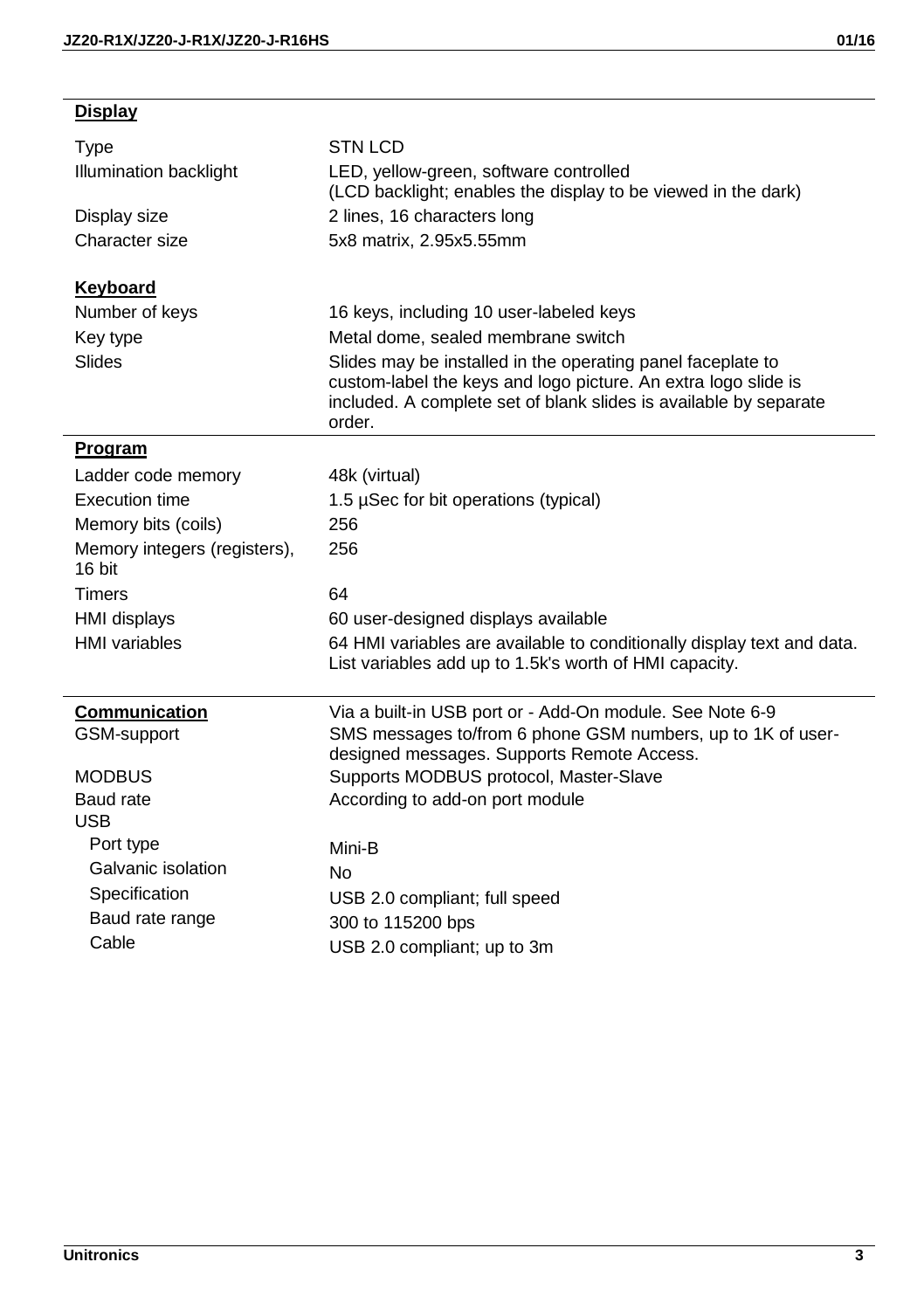| **Display** | |
|---|---|
| Type | STN LCD |
| Illumination backlight | LED, yellow-green, software controlled (LCD backlight; enables the display to be viewed in the dark) |
| Display size | 2 lines, 16 characters long |
| Character size | 5x8 matrix, 2.95x5.55mm |
| **Keyboard** | |
| Number of keys | 16 keys, including 10 user-labeled keys |
| Key type | Metal dome, sealed membrane switch |
| Slides | Slides may be installed in the operating panel faceplate to custom-label the keys and logo picture. An extra logo slide is included. A complete set of blank slides is available by separate order. |

| **Program** | |
|---|---|
| Ladder code memory | 48k (virtual) |
| Execution time | 1.5 µSec for bit operations (typical) |
| Memory bits (coils) | 256 |
| Memory integers (registers), 16 bit | 256 |
| Timers | 64 |
| HMI displays | 60 user-designed displays available |
| HMI variables | 64 HMI variables are available to conditionally display text and data. List variables add up to 1.5k's worth of HMI capacity. |

| **Communication** | Via a built-in USB port or - Add-On module. See Note 6-9 |
|---|---|
| GSM-support | SMS messages to/from 6 phone GSM numbers, up to 1K of user-designed messages. Supports Remote Access. |
| MODBUS | Supports MODBUS protocol, Master-Slave |
| Baud rate | According to add-on port module |
| USB | |
| Port type | Mini-B |
| Galvanic isolation | No |
| Specification | USB 2.0 compliant; full speed |
| Baud rate range | 300 to 115200 bps |
| Cable | USB 2.0 compliant; up to 3m |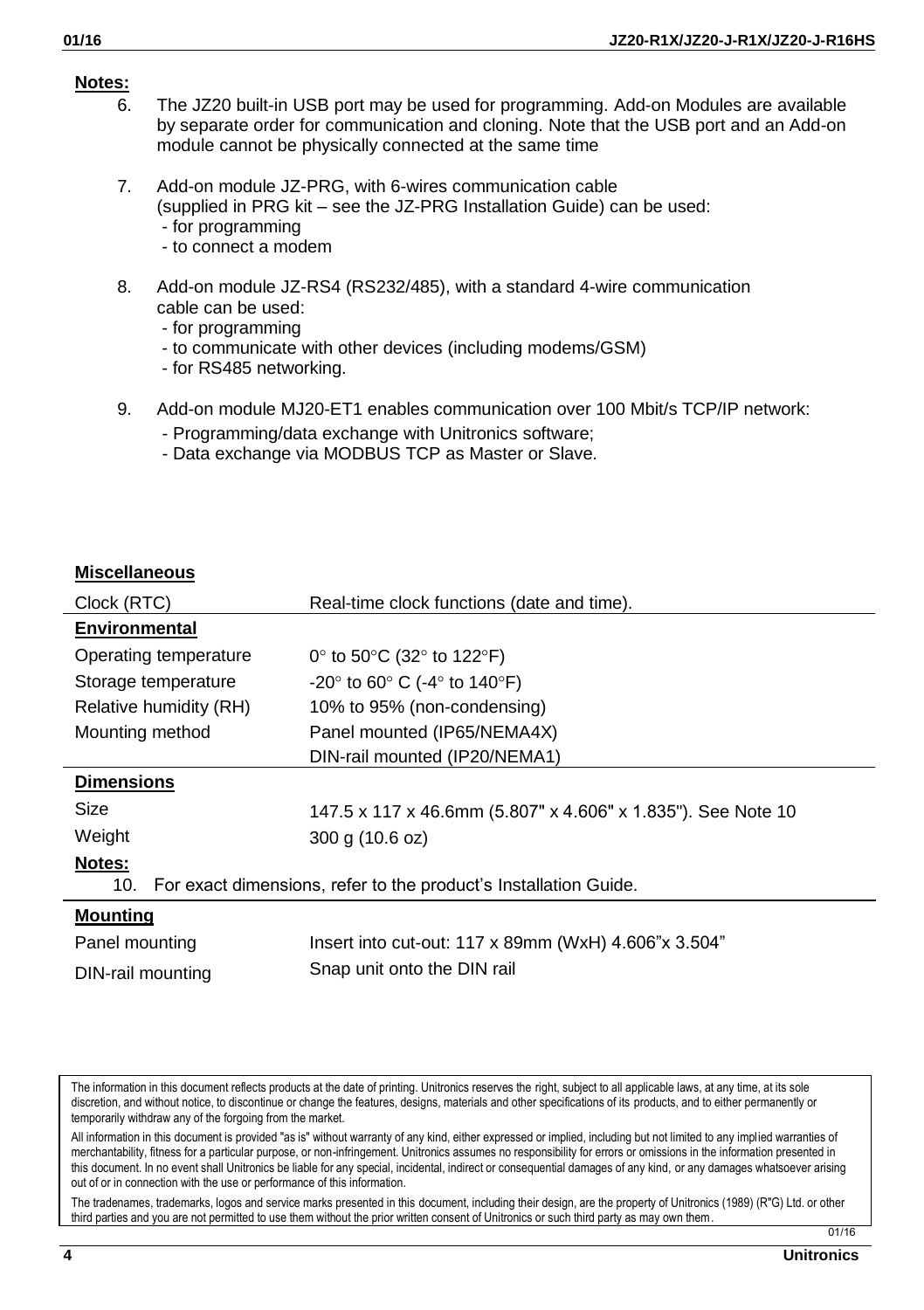**Notes:**

6. The JZ20 built-in USB port may be used for programming. Add-on Modules are available by separate order for communication and cloning. Note that the USB port and an Add-on module cannot be physically connected at the same time

7. Add-on module JZ-PRG, with 6-wires communication cable (supplied in PRG kit – see the JZ-PRG Installation Guide) can be used:
   - for programming
   - to connect a modem

8. Add-on module JZ-RS4 (RS232/485), with a standard 4-wire communication cable can be used:
   - for programming
   - to communicate with other devices (including modems/GSM)
   - for RS485 networking.

9. Add-on module MJ20-ET1 enables communication over 100 Mbit/s TCP/IP network:
   - Programming/data exchange with Unitronics software;
   - Data exchange via MODBUS TCP as Master or Slave.

| | |
|---|---|
| **Miscellaneous** | |
| Clock (RTC) | Real-time clock functions (date and time). |
| **Environmental** | |
| Operating temperature | 0° to 50°C (32° to 122°F) |
| Storage temperature | -20° to 60° C (-4° to 140°F) |
| Relative humidity (RH) | 10% to 95% (non-condensing) |
| Mounting method | Panel mounted (IP65/NEMA4X) |
| | DIN-rail mounted (IP20/NEMA1) |
| **Dimensions** | |
| Size | 147.5 x 117 x 46.6mm (5.807" x 4.606" x 1.835"). See Note 10 |
| Weight | 300 g (10.6 oz) |

**Notes:**

10. For exact dimensions, refer to the product's Installation Guide.

| | |
|---|---|
| **Mounting** | |
| Panel mounting | Insert into cut-out: 117 x 89mm (WxH) 4.606"x 3.504" |
| DIN-rail mounting | Snap unit onto the DIN rail |

The information in this document reflects products at the date of printing. Unitronics reserves the right, subject to all applicable laws, at any time, at its sole discretion, and without notice, to discontinue or change the features, designs, materials and other specifications of its products, and to either permanently or temporarily withdraw any of the forgoing from the market.

All information in this document is provided "as is" without warranty of any kind, either expressed or implied, including but not limited to any implied warranties of merchantability, fitness for a particular purpose, or non-infringement. Unitronics assumes no responsibility for errors or omissions in the information presented in this document. In no event shall Unitronics be liable for any special, incidental, indirect or consequential damages of any kind, or any damages whatsoever arising out of or in connection with the use or performance of this information.

The tradenames, trademarks, logos and service marks presented in this document, including their design, are the property of Unitronics (1989) (R"G) Ltd. or other third parties and you are not permitted to use them without the prior written consent of Unitronics or such third party as may own them.

01/16